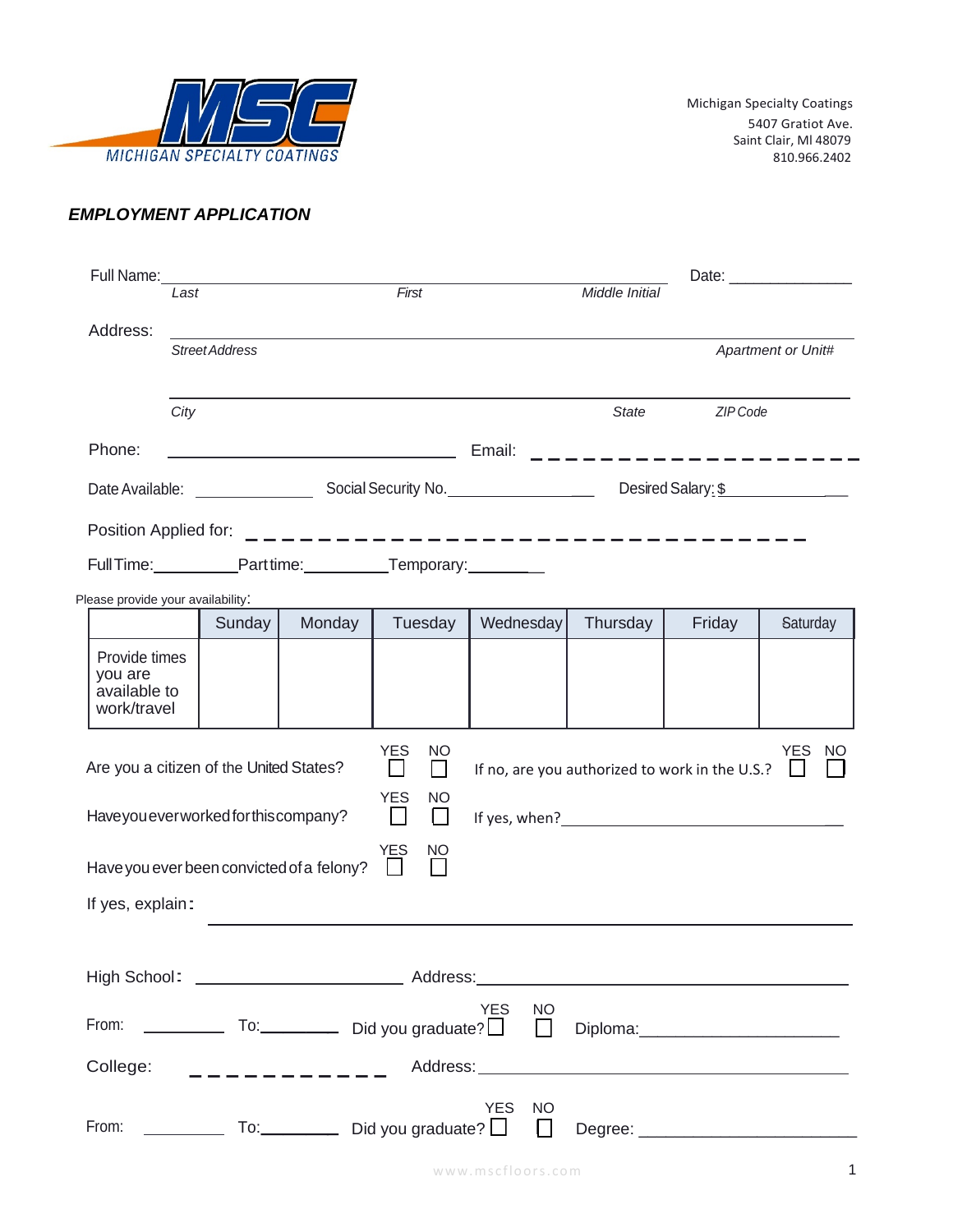MICHIGAN SPECIALTY COATINGS

Michigan Specialty Coatings
5407 Gratiot Ave.
Saint Clair, MI 48079
810.966.2402

***EMPLOYMENT APPLICATION***

Full Name: ______________________________________________ Date: ______________
*Last* *First* *Middle Initial*

Address: ______________________________________________
*Street Address* *Apartment or Unit#*

______________________________________________
*City* *State* *ZIP Code*

Phone: ______________________________ Email: _ _ _ _ _ _ _ _ _ _ _ _ _ _ _ _ _ _ _

Date Available: ______________ Social Security No. ________________ Desired Salary: $ ______________

Position Applied for: _ _ _ _ _ _ _ _ _ _ _ _ _ _ _ _ _ _ _ _ _ _ _ _ _ _ _ _ _ _

Full Time: __________ Part time: __________ Temporary: __________

Please provide your availability:

| | Sunday | Monday | Tuesday | Wednesday | Thursday | Friday | Saturday |
|---|---|---|---|---|---|---|---|
| Provide times you are available to work/travel | | | | | | | |

Are you a citizen of the United States? YES ☐ NO ☐ If no, are you authorized to work in the U.S.? YES ☐ NO ☐

Have you ever worked for this company? YES ☐ NO ☐ If yes, when? ______________________________

Have you ever been convicted of a felony? YES ☐ NO ☐

If yes, explain: ______________________________________________

High School: ______________________ Address: ______________________________________________

From: __________ To: __________ Did you graduate? YES ☐ NO ☐ Diploma: ______________________

College: _ _ _ _ _ _ _ _ _ _ _ _ Address: ______________________________________________

From: __________ To: __________ Did you graduate? YES ☐ NO ☐ Degree: ______________________

www.mscfloors.com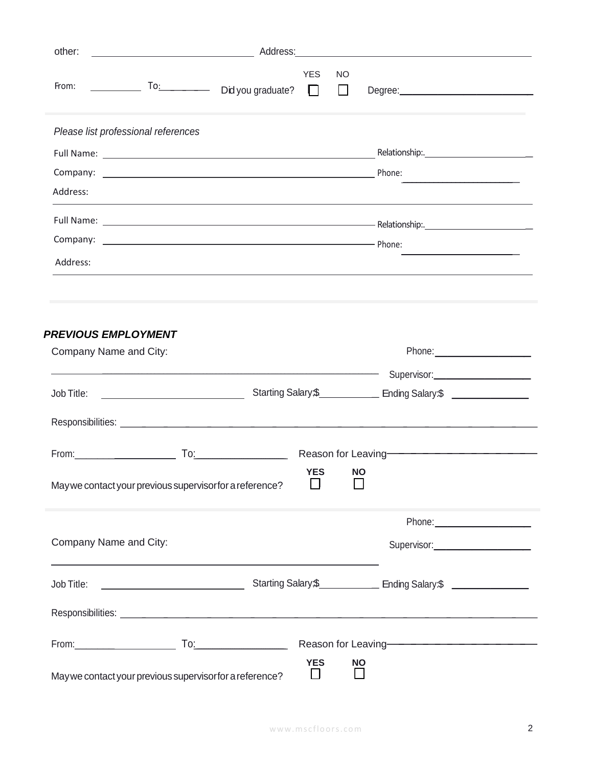other: ______________________ Address: ______________________

From: __________ To: __________ Did you graduate? YES ☐ NO ☐ Degree: ______________________

*Please list professional references*

Full Name: ______________________ Relationship: ______________________

Company: ______________________ Phone: ______________________

Address: ______________________

Full Name: ______________________ Relationship: ______________________

Company: ______________________ Phone: ______________________

Address: ______________________

## *PREVIOUS EMPLOYMENT*

Company Name and City: ______________________ Phone: ______________________

Supervisor: ______________________

Job Title: ______________________ Starting Salary:$ __________ Ending Salary:$ __________

Responsibilities: ______________________

From: __________ To: __________ Reason for Leaving ______________________

May we contact your previous supervisor for a reference? **YES** ☐ **NO** ☐

Phone: ______________________

Company Name and City: ______________________ Supervisor: ______________________

Job Title: ______________________ Starting Salary:$ __________ Ending Salary:$ __________

Responsibilities: ______________________

From: __________ To: __________ Reason for Leaving ______________________

May we contact your previous supervisor for a reference? **YES** ☐ **NO** ☐

www.mscfloors.com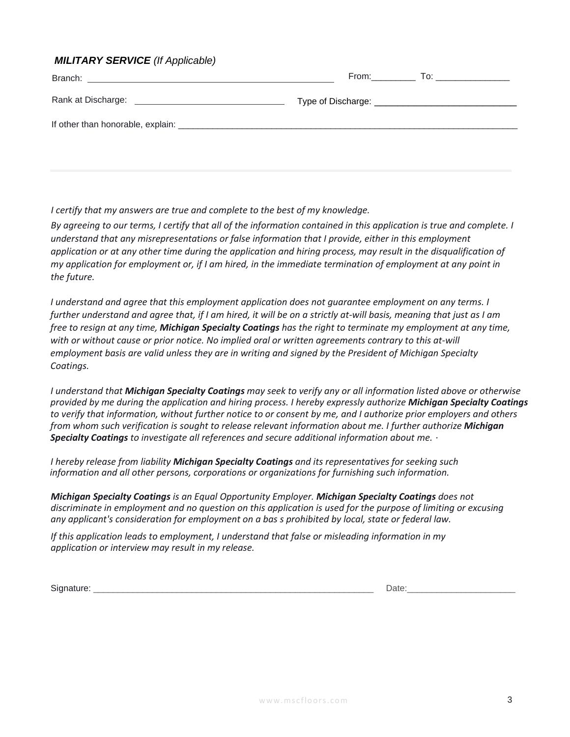***MILITARY SERVICE*** *(If Applicable)*

Branch: ______________________________________________ From:_________ To: _______________

Rank at Discharge: ____________________________ Type of Discharge: ____________________________

If other than honorable, explain: _______________________________________________________________________

---

*I certify that my answers are true and complete to the best of my knowledge.*

*By agreeing to our terms, I certify that all of the information contained in this application is true and complete. I understand that any misrepresentations or false information that I provide, either in this employment application or at any other time during the application and hiring process, may result in the disqualification of my application for employment or, if I am hired, in the immediate termination of employment at any point in the future.*

*I understand and agree that this employment application does not guarantee employment on any terms. I further understand and agree that, if I am hired, it will be on a strictly at-will basis, meaning that just as I am free to resign at any time,* ***Michigan Specialty Coatings*** *has the right to terminate my employment at any time, with or without cause or prior notice. No implied oral or written agreements contrary to this at-will employment basis are valid unless they are in writing and signed by the President of Michigan Specialty Coatings.*

*I understand that* ***Michigan Specialty Coatings*** *may seek to verify any or all information listed above or otherwise provided by me during the application and hiring process. I hereby expressly authorize* ***Michigan Specialty Coatings*** *to verify that information, without further notice to or consent by me, and I authorize prior employers and others from whom such verification is sought to release relevant information about me. I further authorize* ***Michigan Specialty Coatings*** *to investigate all references and secure additional information about me. ·*

*I hereby release from liability* ***Michigan Specialty Coatings*** *and its representatives for seeking such information and all other persons, corporations or organizations for furnishing such information.*

***Michigan Specialty Coatings*** *is an Equal Opportunity Employer.* ***Michigan Specialty Coatings*** *does not discriminate in employment and no question on this application is used for the purpose of limiting or excusing any applicant's consideration for employment on a bas s prohibited by local, state or federal law.*

*If this application leads to employment, I understand that false or misleading information in my application or interview may result in my release.*

Signature: ___________________________________________________________ Date:______________________

www.mscfloors.com